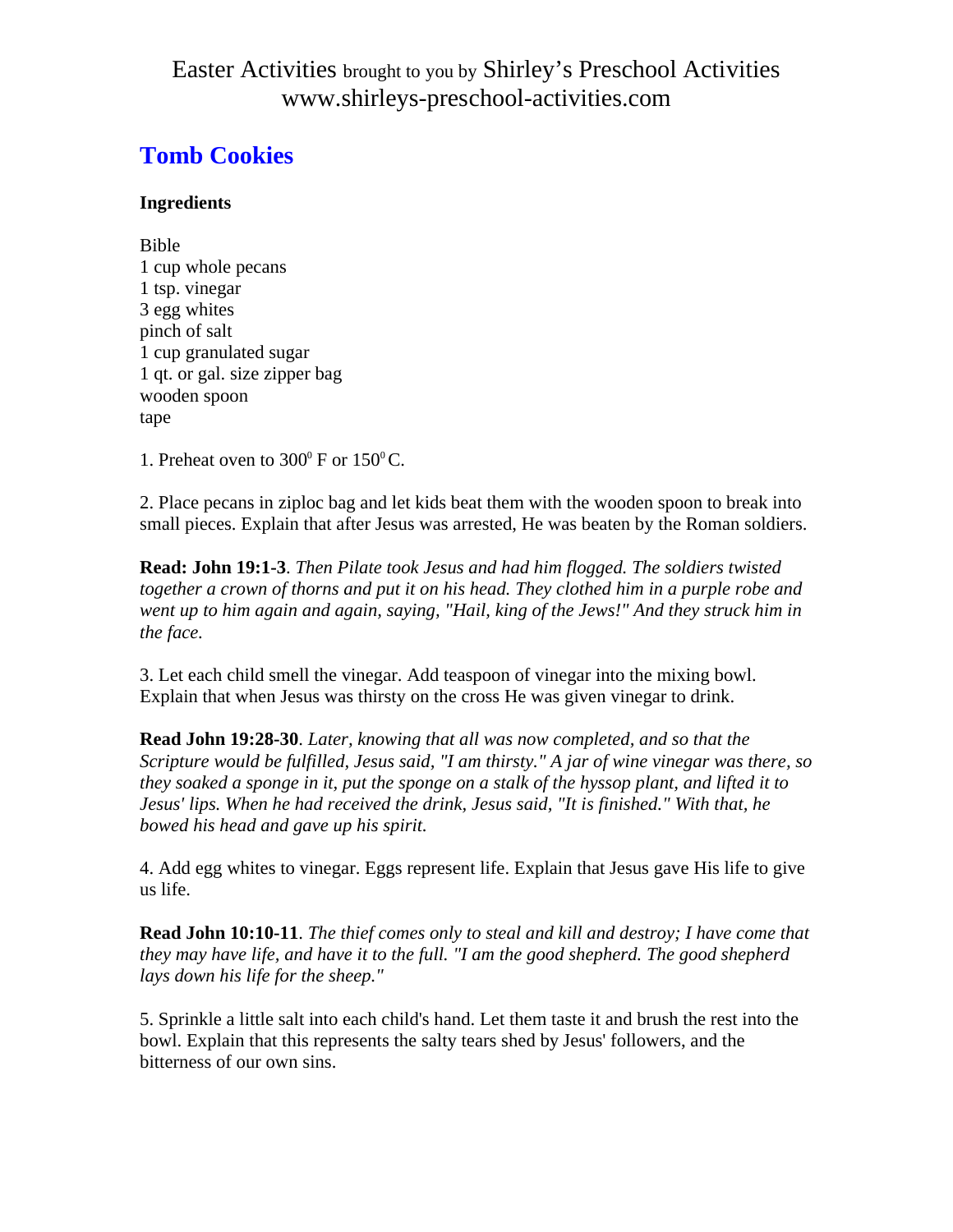Easter Activities brought to you by Shirley's Preschool Activities
www.shirleys-preschool-activities.com

## Tomb Cookies

**Ingredients**

Bible
1 cup whole pecans
1 tsp. vinegar
3 egg whites
pinch of salt
1 cup granulated sugar
1 qt. or gal. size zipper bag
wooden spoon
tape

1. Preheat oven to 300° F or 150° C.

2. Place pecans in ziploc bag and let kids beat them with the wooden spoon to break into small pieces. Explain that after Jesus was arrested, He was beaten by the Roman soldiers.

**Read: John 19:1-3**. *Then Pilate took Jesus and had him flogged. The soldiers twisted together a crown of thorns and put it on his head. They clothed him in a purple robe and went up to him again and again, saying, "Hail, king of the Jews!" And they struck him in the face.*

3. Let each child smell the vinegar. Add teaspoon of vinegar into the mixing bowl. Explain that when Jesus was thirsty on the cross He was given vinegar to drink.

**Read John 19:28-30**. *Later, knowing that all was now completed, and so that the Scripture would be fulfilled, Jesus said, "I am thirsty." A jar of wine vinegar was there, so they soaked a sponge in it, put the sponge on a stalk of the hyssop plant, and lifted it to Jesus' lips. When he had received the drink, Jesus said, "It is finished." With that, he bowed his head and gave up his spirit.*

4. Add egg whites to vinegar. Eggs represent life. Explain that Jesus gave His life to give us life.

**Read John 10:10-11**. *The thief comes only to steal and kill and destroy; I have come that they may have life, and have it to the full. "I am the good shepherd. The good shepherd lays down his life for the sheep."*

5. Sprinkle a little salt into each child's hand. Let them taste it and brush the rest into the bowl. Explain that this represents the salty tears shed by Jesus' followers, and the bitterness of our own sins.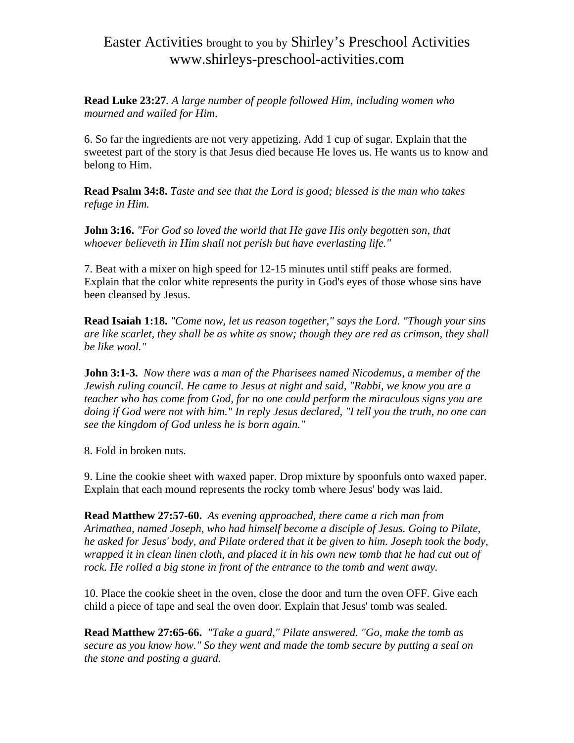**Read Luke 23:27**. *A large number of people followed Him, including women who mourned and wailed for Him*.

6. So far the ingredients are not very appetizing. Add 1 cup of sugar. Explain that the sweetest part of the story is that Jesus died because He loves us. He wants us to know and belong to Him.

**Read Psalm 34:8.** *Taste and see that the Lord is good; blessed is the man who takes refuge in Him.*

**John 3:16.** *"For God so loved the world that He gave His only begotten son, that whoever believeth in Him shall not perish but have everlasting life."*

7. Beat with a mixer on high speed for 12-15 minutes until stiff peaks are formed. Explain that the color white represents the purity in God's eyes of those whose sins have been cleansed by Jesus.

**Read Isaiah 1:18.** *"Come now, let us reason together," says the Lord. "Though your sins are like scarlet, they shall be as white as snow; though they are red as crimson, they shall be like wool."*

**John 3:1-3.** *Now there was a man of the Pharisees named Nicodemus, a member of the Jewish ruling council. He came to Jesus at night and said, "Rabbi, we know you are a teacher who has come from God, for no one could perform the miraculous signs you are doing if God were not with him." In reply Jesus declared, "I tell you the truth, no one can see the kingdom of God unless he is born again."*

8. Fold in broken nuts.

9. Line the cookie sheet with waxed paper. Drop mixture by spoonfuls onto waxed paper. Explain that each mound represents the rocky tomb where Jesus' body was laid.

**Read Matthew 27:57-60.** *As evening approached, there came a rich man from Arimathea, named Joseph, who had himself become a disciple of Jesus. Going to Pilate, he asked for Jesus' body, and Pilate ordered that it be given to him. Joseph took the body, wrapped it in clean linen cloth, and placed it in his own new tomb that he had cut out of rock. He rolled a big stone in front of the entrance to the tomb and went away.*

10. Place the cookie sheet in the oven, close the door and turn the oven OFF. Give each child a piece of tape and seal the oven door. Explain that Jesus' tomb was sealed.

**Read Matthew 27:65-66.** *"Take a guard," Pilate answered. "Go, make the tomb as secure as you know how." So they went and made the tomb secure by putting a seal on the stone and posting a guard.*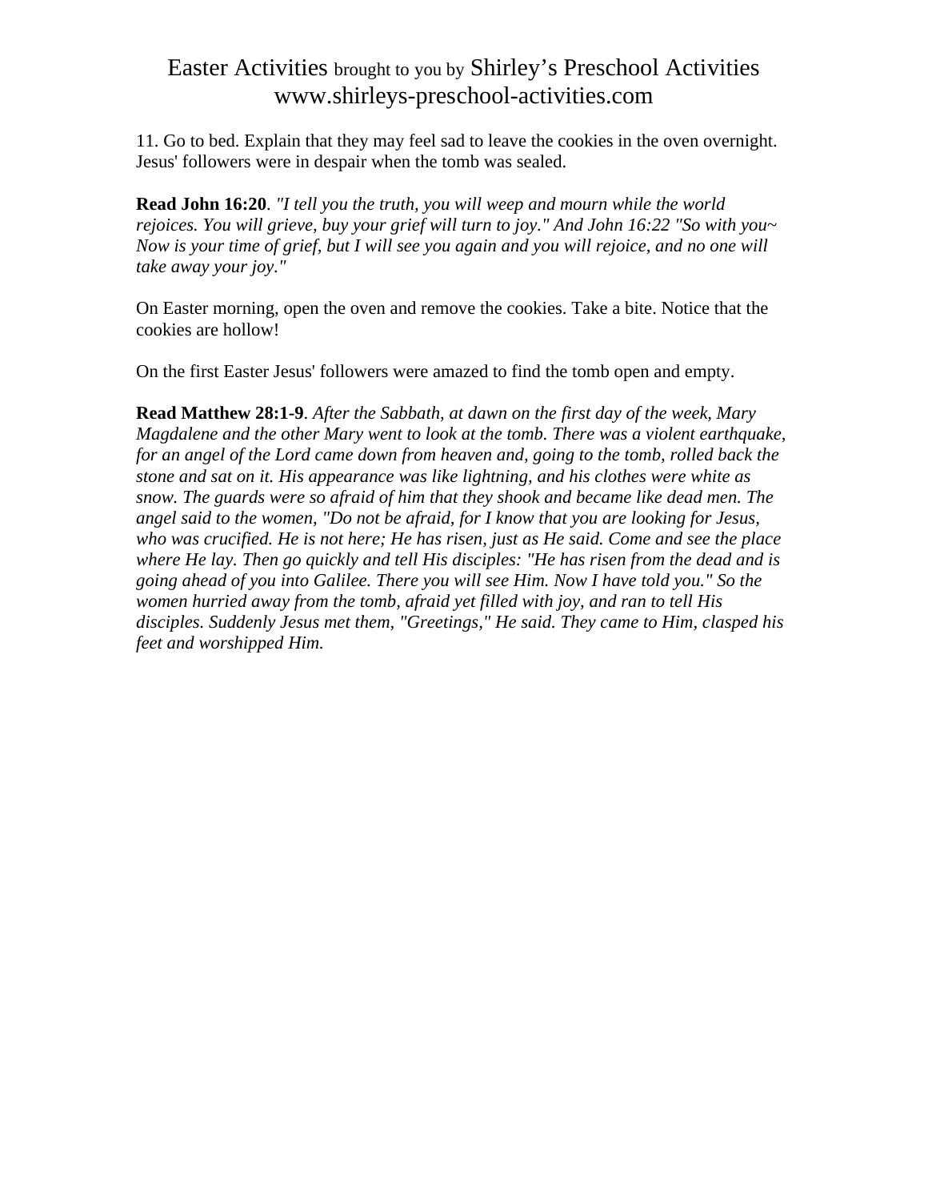11. Go to bed. Explain that they may feel sad to leave the cookies in the oven overnight. Jesus' followers were in despair when the tomb was sealed.

**Read John 16:20**. *"I tell you the truth, you will weep and mourn while the world rejoices. You will grieve, buy your grief will turn to joy." And John 16:22 "So with you~ Now is your time of grief, but I will see you again and you will rejoice, and no one will take away your joy."*

On Easter morning, open the oven and remove the cookies. Take a bite. Notice that the cookies are hollow!

On the first Easter Jesus' followers were amazed to find the tomb open and empty.

**Read Matthew 28:1-9**. *After the Sabbath, at dawn on the first day of the week, Mary Magdalene and the other Mary went to look at the tomb. There was a violent earthquake, for an angel of the Lord came down from heaven and, going to the tomb, rolled back the stone and sat on it. His appearance was like lightning, and his clothes were white as snow. The guards were so afraid of him that they shook and became like dead men. The angel said to the women, "Do not be afraid, for I know that you are looking for Jesus, who was crucified. He is not here; He has risen, just as He said. Come and see the place where He lay. Then go quickly and tell His disciples: "He has risen from the dead and is going ahead of you into Galilee. There you will see Him. Now I have told you." So the women hurried away from the tomb, afraid yet filled with joy, and ran to tell His disciples. Suddenly Jesus met them, "Greetings," He said. They came to Him, clasped his feet and worshipped Him.*